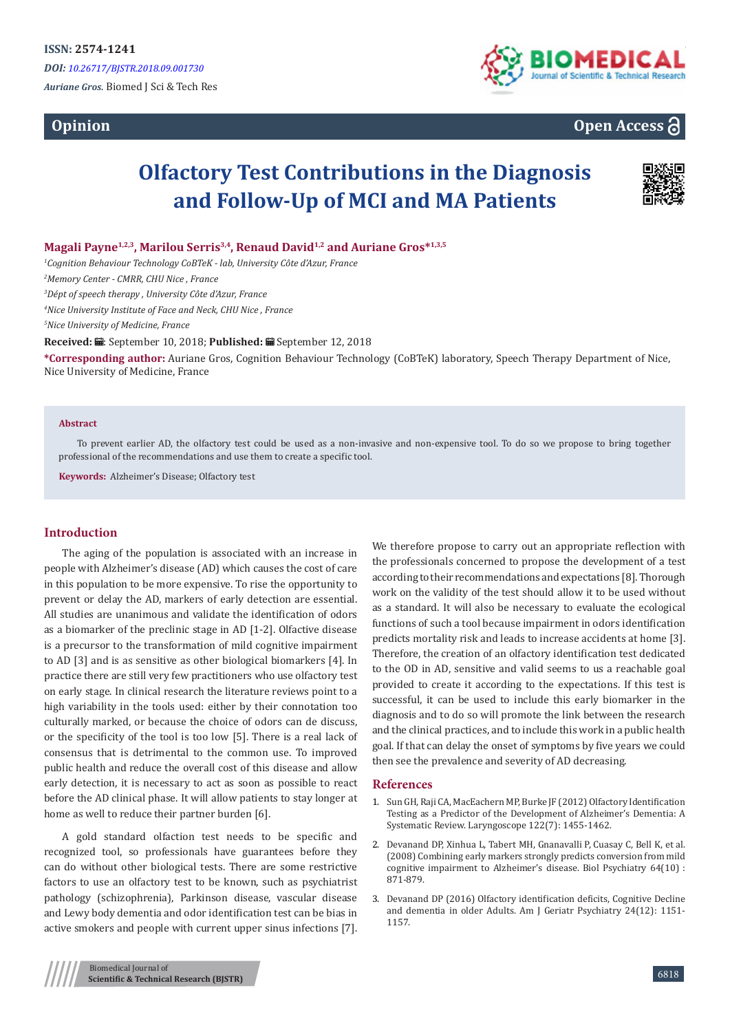ISSN: 2574-1241

*DOI: 10.26717/BJSTR.2018.09.001730*

*Auriane Gros*. Biomed J Sci & Tech Res

**Opinion** **Open Access**

# Olfactory Test Contributions in the Diagnosis and Follow-Up of MCI and MA Patients

**Magali Payne[1,2,3], Marilou Serris[3,4], Renaud David[1,2] and Auriane Gros*[1,3,5]**

[1]*Cognition Behaviour Technology CoBTeK - lab, University Côte d'Azur, France*

[2]*Memory Center - CMRR, CHU Nice , France*

[3]*Dépt of speech therapy , University Côte d'Azur, France*

[4]*Nice University Institute of Face and Neck, CHU Nice , France*

[5]*Nice University of Medicine, France*

**Received:** September 10, 2018; **Published:** September 12, 2018

***Corresponding author:** Auriane Gros, Cognition Behaviour Technology (CoBTeK) laboratory, Speech Therapy Department of Nice, Nice University of Medicine, France

**Abstract**

To prevent earlier AD, the olfactory test could be used as a non-invasive and non-expensive tool. To do so we propose to bring together professional of the recommendations and use them to create a specific tool.

**Keywords:** Alzheimer's Disease; Olfactory test

## Introduction

The aging of the population is associated with an increase in people with Alzheimer's disease (AD) which causes the cost of care in this population to be more expensive. To rise the opportunity to prevent or delay the AD, markers of early detection are essential. All studies are unanimous and validate the identification of odors as a biomarker of the preclinic stage in AD [1-2]. Olfactive disease is a precursor to the transformation of mild cognitive impairment to AD [3] and is as sensitive as other biological biomarkers [4]. In practice there are still very few practitioners who use olfactory test on early stage. In clinical research the literature reviews point to a high variability in the tools used: either by their connotation too culturally marked, or because the choice of odors can de discuss, or the specificity of the tool is too low [5]. There is a real lack of consensus that is detrimental to the common use. To improved public health and reduce the overall cost of this disease and allow early detection, it is necessary to act as soon as possible to react before the AD clinical phase. It will allow patients to stay longer at home as well to reduce their partner burden [6].

A gold standard olfaction test needs to be specific and recognized tool, so professionals have guarantees before they can do without other biological tests. There are some restrictive factors to use an olfactory test to be known, such as psychiatrist pathology (schizophrenia), Parkinson disease, vascular disease and Lewy body dementia and odor identification test can be bias in active smokers and people with current upper sinus infections [7].

We therefore propose to carry out an appropriate reflection with the professionals concerned to propose the development of a test according to their recommendations and expectations [8]. Thorough work on the validity of the test should allow it to be used without as a standard. It will also be necessary to evaluate the ecological functions of such a tool because impairment in odors identification predicts mortality risk and leads to increase accidents at home [3]. Therefore, the creation of an olfactory identification test dedicated to the OD in AD, sensitive and valid seems to us a reachable goal provided to create it according to the expectations. If this test is successful, it can be used to include this early biomarker in the diagnosis and to do so will promote the link between the research and the clinical practices, and to include this work in a public health goal. If that can delay the onset of symptoms by five years we could then see the prevalence and severity of AD decreasing.

## References

1. Sun GH, Raji CA, MacEachern MP, Burke JF (2012) Olfactory Identification Testing as a Predictor of the Development of Alzheimer's Dementia: A Systematic Review. Laryngoscope 122(7): 1455-1462.
2. Devanand DP, Xinhua L, Tabert MH, Gnanavalli P, Cuasay C, Bell K, et al. (2008) Combining early markers strongly predicts conversion from mild cognitive impairment to Alzheimer's disease. Biol Psychiatry 64(10) : 871-879.
3. Devanand DP (2016) Olfactory identification deficits, Cognitive Decline and dementia in older Adults. Am J Geriatr Psychiatry 24(12): 1151-1157.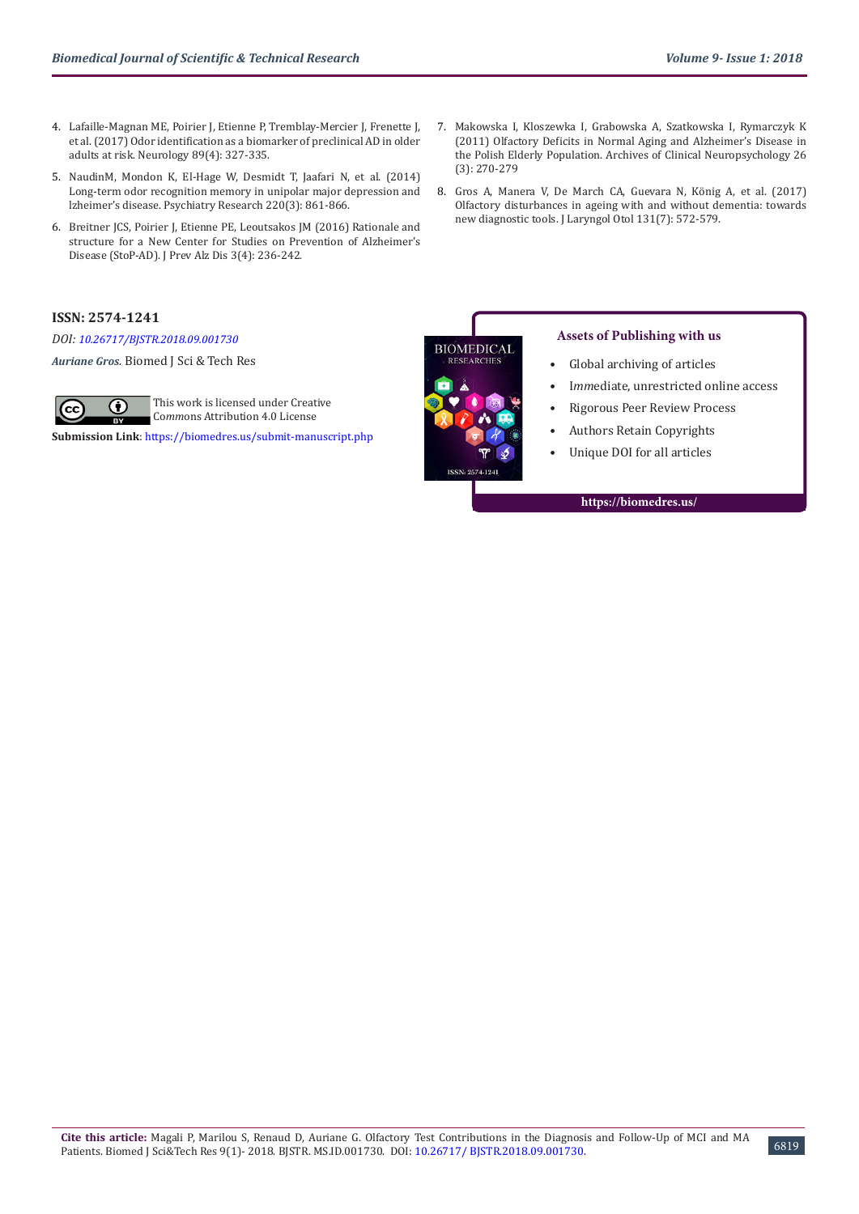4. Lafaille-Magnan ME, Poirier J, Etienne P, Tremblay-Mercier J, Frenette J, et al. (2017) Odor identification as a biomarker of preclinical AD in older adults at risk. Neurology 89(4): 327-335.
5. NaudinM, Mondon K, El-Hage W, Desmidt T, Jaafari N, et al. (2014) Long-term odor recognition memory in unipolar major depression and lzheimer's disease. Psychiatry Research 220(3): 861-866.
6. Breitner JCS, Poirier J, Etienne PE, Leoutsakos JM (2016) Rationale and structure for a New Center for Studies on Prevention of Alzheimer's Disease (StoP-AD). J Prev Alz Dis 3(4): 236-242.
7. Makowska I, Kloszewka I, Grabowska A, Szatkowska I, Rymarczyk K (2011) Olfactory Deficits in Normal Aging and Alzheimer's Disease in the Polish Elderly Population. Archives of Clinical Neuropsychology 26 (3): 270-279
8. Gros A, Manera V, De March CA, Guevara N, König A, et al. (2017) Olfactory disturbances in ageing with and without dementia: towards new diagnostic tools. J Laryngol Otol 131(7): 572-579.

**ISSN: 2574-1241**

*DOI: 10.26717/BJSTR.2018.09.001730*

***Auriane Gros***. Biomed J Sci & Tech Res

This work is licensed under Creative Commons Attribution 4.0 License

**Submission Link**: https://biomedres.us/submit-manuscript.php

**Assets of Publishing with us**

- Global archiving of articles
- Immediate, unrestricted online access
- Rigorous Peer Review Process
- Authors Retain Copyrights
- Unique DOI for all articles

**https://biomedres.us/**

**Cite this article:** Magali P, Marilou S, Renaud D, Auriane G. Olfactory Test Contributions in the Diagnosis and Follow-Up of MCI and MA Patients. Biomed J Sci&Tech Res 9(1)- 2018. BJSTR. MS.ID.001730. DOI: 10.26717/ BJSTR.2018.09.001730.